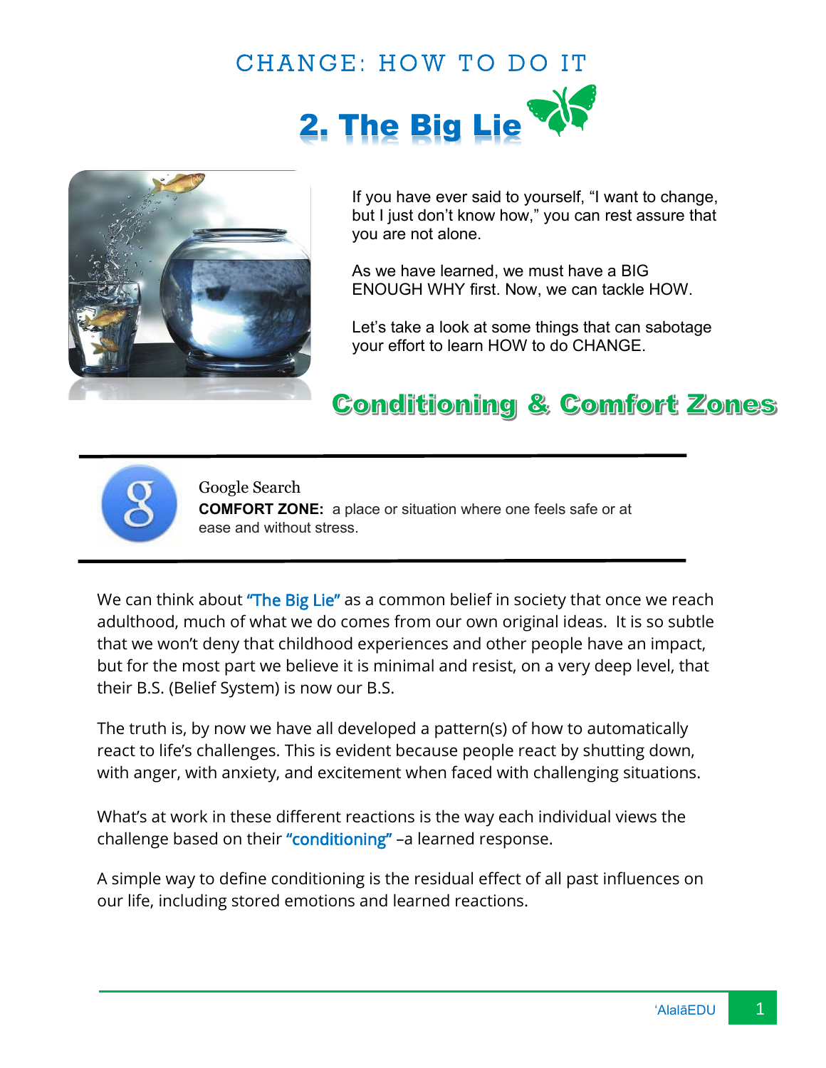# CHANGE: HOW TO DO IT

## 2. The Big Lie

If you have ever said to yourself, "I want to change, but I just don't know how," you can rest assure that you are not alone.

As we have learned, we must have a BIG ENOUGH WHY first. Now, we can tackle HOW.

Let's take a look at some things that can sabotage your effort to learn HOW to do CHANGE.

## Conditioning & Comfort Zones

---

Google Search
**COMFORT ZONE:** a place or situation where one feels safe or at ease and without stress.

---

We can think about "The Big Lie" as a common belief in society that once we reach adulthood, much of what we do comes from our own original ideas. It is so subtle that we won't deny that childhood experiences and other people have an impact, but for the most part we believe it is minimal and resist, on a very deep level, that their B.S. (Belief System) is now our B.S.

The truth is, by now we have all developed a pattern(s) of how to automatically react to life's challenges. This is evident because people react by shutting down, with anger, with anxiety, and excitement when faced with challenging situations.

What's at work in these different reactions is the way each individual views the challenge based on their "conditioning" –a learned response.

A simple way to define conditioning is the residual effect of all past influences on our life, including stored emotions and learned reactions.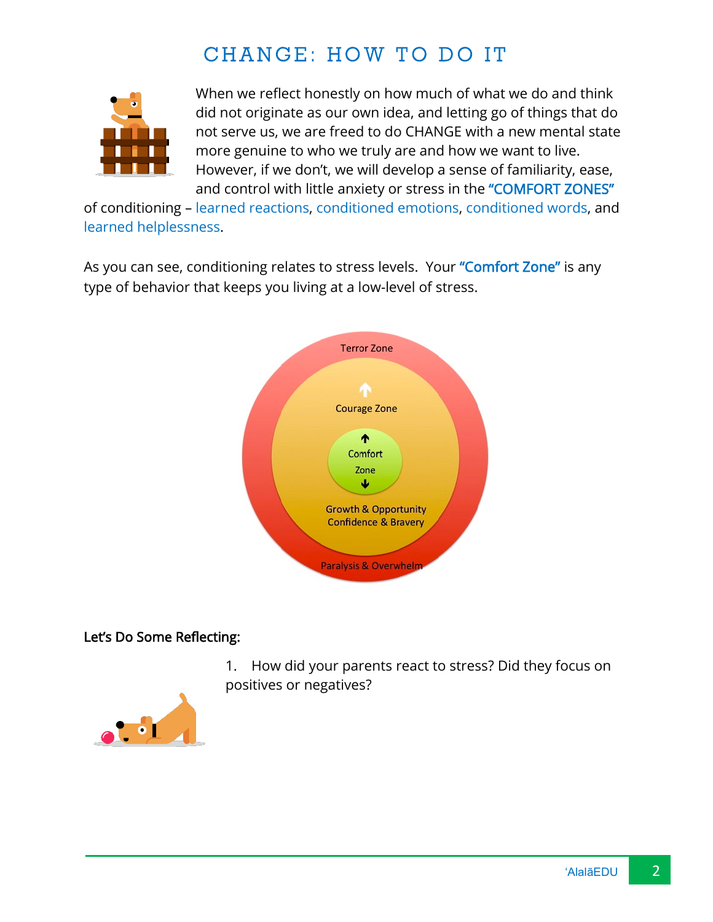# CHANGE: HOW TO DO IT

When we reflect honestly on how much of what we do and think did not originate as our own idea, and letting go of things that do not serve us, we are freed to do CHANGE with a new mental state more genuine to who we truly are and how we want to live. However, if we don't, we will develop a sense of familiarity, ease, and control with little anxiety or stress in the **"COMFORT ZONES"** of conditioning – learned reactions, conditioned emotions, conditioned words, and learned helplessness.

As you can see, conditioning relates to stress levels. Your **"Comfort Zone"** is any type of behavior that keeps you living at a low-level of stress.

Terror Zone

Courage Zone

Comfort Zone

Growth & Opportunity
Confidence & Bravery

Paralysis & Overwhelm

**Let's Do Some Reflecting:**

1. How did your parents react to stress? Did they focus on positives or negatives?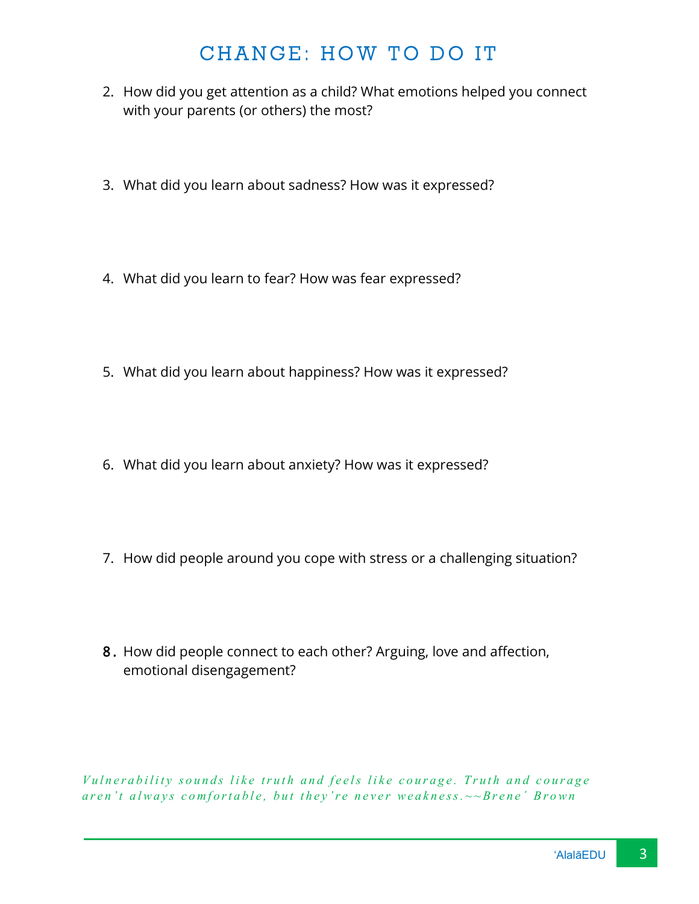# CHANGE: HOW TO DO IT

2. How did you get attention as a child? What emotions helped you connect with your parents (or others) the most?

3. What did you learn about sadness? How was it expressed?

4. What did you learn to fear? How was fear expressed?

5. What did you learn about happiness? How was it expressed?

6. What did you learn about anxiety? How was it expressed?

7. How did people around you cope with stress or a challenging situation?

8. How did people connect to each other? Arguing, love and affection, emotional disengagement?

*Vulnerability sounds like truth and feels like courage. Truth and courage aren't always comfortable, but they're never weakness.~~Brene´ Brown*